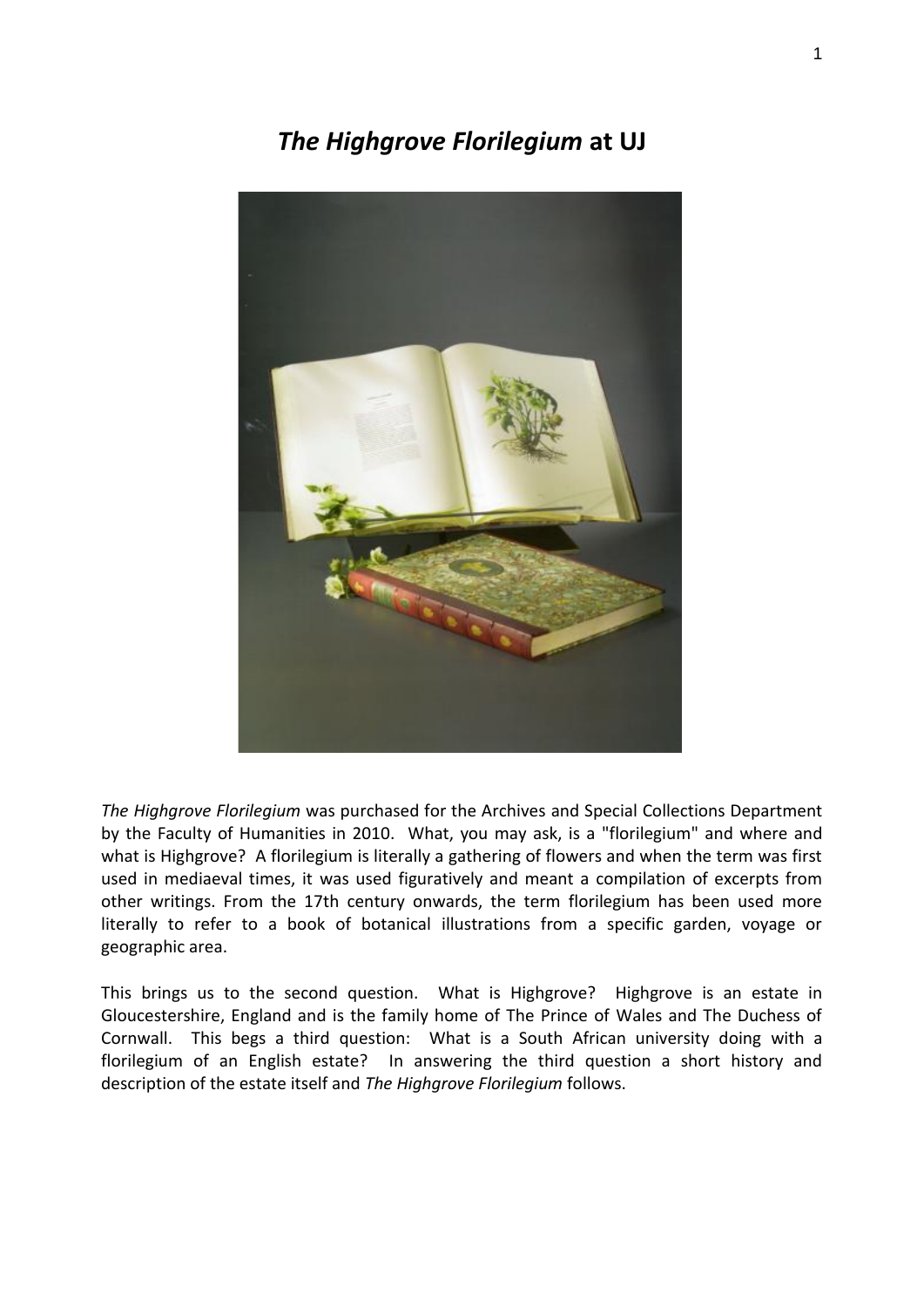# *The Highgrove Florilegium* at UJ

*The Highgrove Florilegium* was purchased for the Archives and Special Collections Department by the Faculty of Humanities in 2010. What, you may ask, is a "florilegium" and where and what is Highgrove? A florilegium is literally a gathering of flowers and when the term was first used in mediaeval times, it was used figuratively and meant a compilation of excerpts from other writings. From the 17th century onwards, the term florilegium has been used more literally to refer to a book of botanical illustrations from a specific garden, voyage or geographic area.

This brings us to the second question. What is Highgrove? Highgrove is an estate in Gloucestershire, England and is the family home of The Prince of Wales and The Duchess of Cornwall. This begs a third question: What is a South African university doing with a florilegium of an English estate? In answering the third question a short history and description of the estate itself and *The Highgrove Florilegium* follows.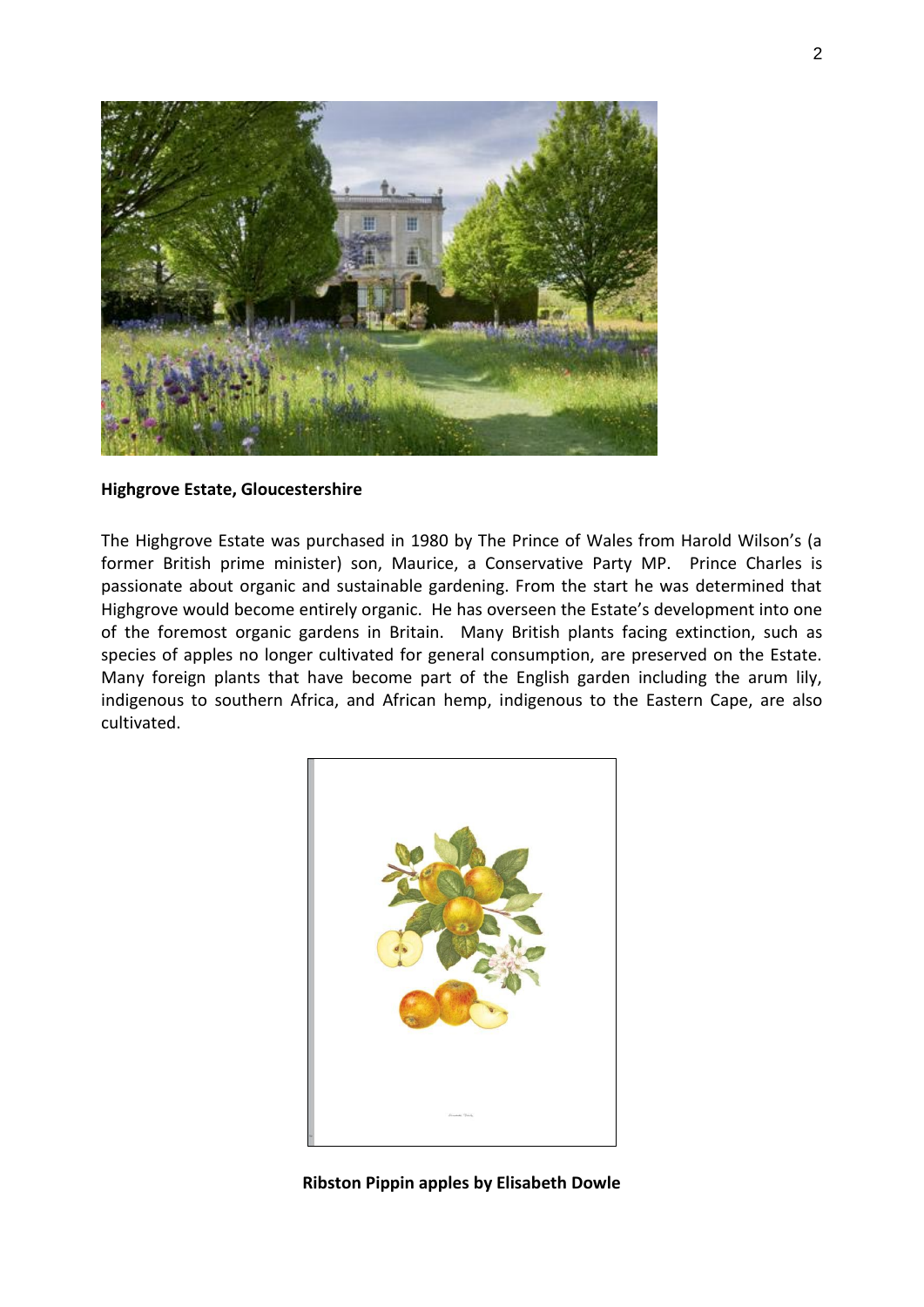**Highgrove Estate, Gloucestershire**

The Highgrove Estate was purchased in 1980 by The Prince of Wales from Harold Wilson's (a former British prime minister) son, Maurice, a Conservative Party MP. Prince Charles is passionate about organic and sustainable gardening. From the start he was determined that Highgrove would become entirely organic. He has overseen the Estate's development into one of the foremost organic gardens in Britain. Many British plants facing extinction, such as species of apples no longer cultivated for general consumption, are preserved on the Estate. Many foreign plants that have become part of the English garden including the arum lily, indigenous to southern Africa, and African hemp, indigenous to the Eastern Cape, are also cultivated.

**Ribston Pippin apples by Elisabeth Dowle**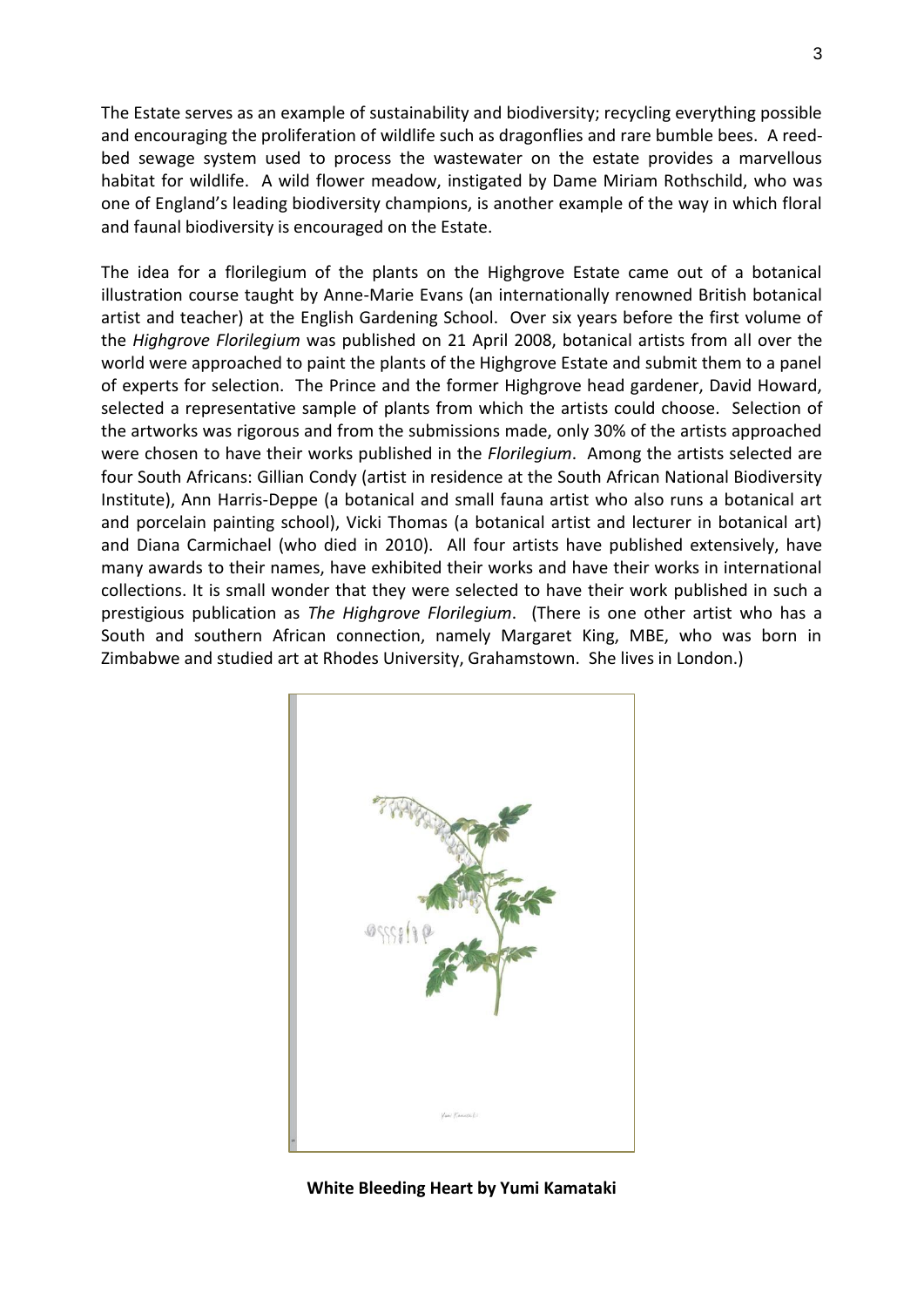The Estate serves as an example of sustainability and biodiversity; recycling everything possible and encouraging the proliferation of wildlife such as dragonflies and rare bumble bees. A reed-bed sewage system used to process the wastewater on the estate provides a marvellous habitat for wildlife. A wild flower meadow, instigated by Dame Miriam Rothschild, who was one of England's leading biodiversity champions, is another example of the way in which floral and faunal biodiversity is encouraged on the Estate.

The idea for a florilegium of the plants on the Highgrove Estate came out of a botanical illustration course taught by Anne-Marie Evans (an internationally renowned British botanical artist and teacher) at the English Gardening School. Over six years before the first volume of the *Highgrove Florilegium* was published on 21 April 2008, botanical artists from all over the world were approached to paint the plants of the Highgrove Estate and submit them to a panel of experts for selection. The Prince and the former Highgrove head gardener, David Howard, selected a representative sample of plants from which the artists could choose. Selection of the artworks was rigorous and from the submissions made, only 30% of the artists approached were chosen to have their works published in the *Florilegium*. Among the artists selected are four South Africans: Gillian Condy (artist in residence at the South African National Biodiversity Institute), Ann Harris-Deppe (a botanical and small fauna artist who also runs a botanical art and porcelain painting school), Vicki Thomas (a botanical artist and lecturer in botanical art) and Diana Carmichael (who died in 2010). All four artists have published extensively, have many awards to their names, have exhibited their works and have their works in international collections. It is small wonder that they were selected to have their work published in such a prestigious publication as *The Highgrove Florilegium*. (There is one other artist who has a South and southern African connection, namely Margaret King, MBE, who was born in Zimbabwe and studied art at Rhodes University, Grahamstown. She lives in London.)

**White Bleeding Heart by Yumi Kamataki**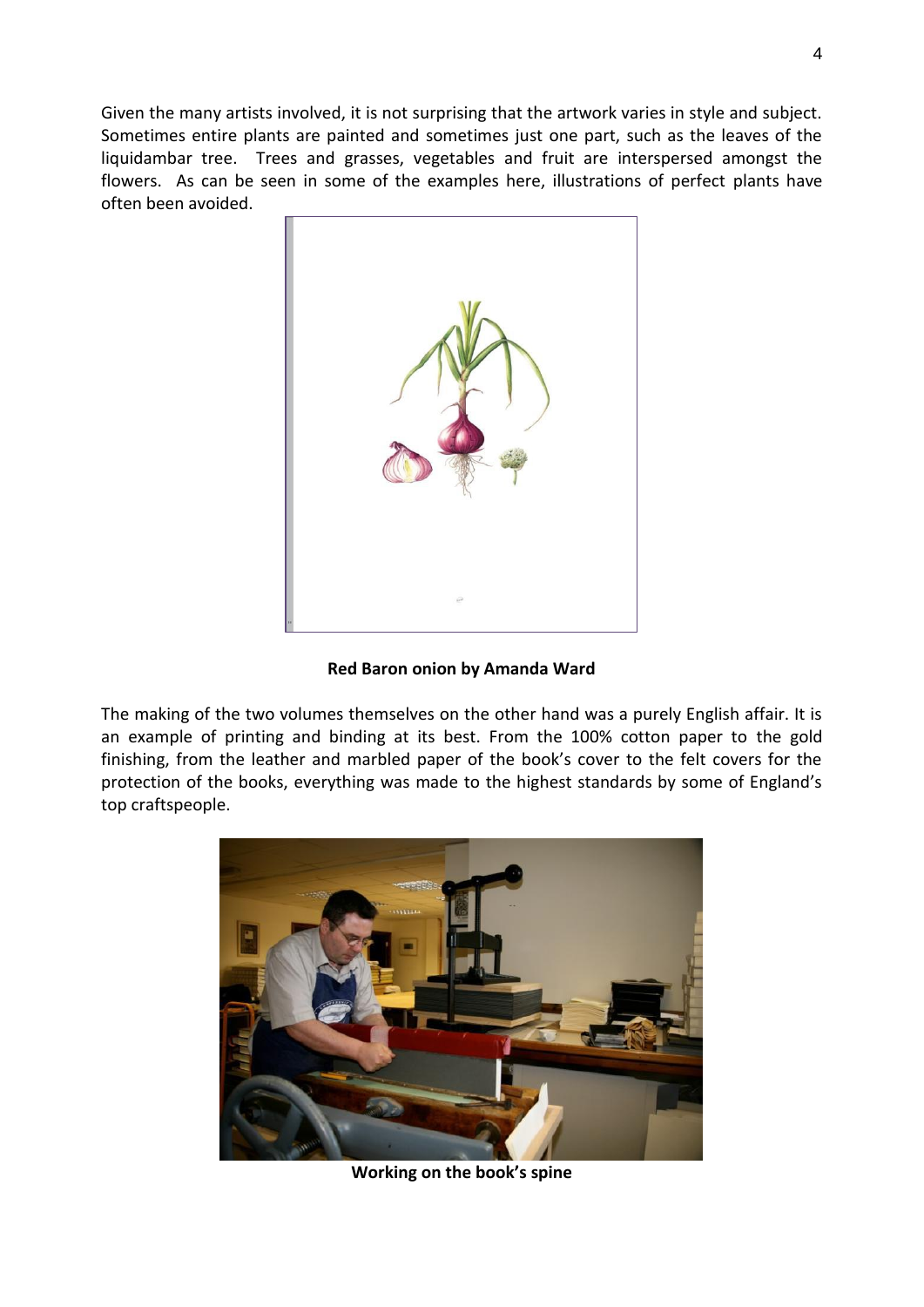Given the many artists involved, it is not surprising that the artwork varies in style and subject. Sometimes entire plants are painted and sometimes just one part, such as the leaves of the liquidambar tree. Trees and grasses, vegetables and fruit are interspersed amongst the flowers. As can be seen in some of the examples here, illustrations of perfect plants have often been avoided.

**Red Baron onion by Amanda Ward**

The making of the two volumes themselves on the other hand was a purely English affair. It is an example of printing and binding at its best. From the 100% cotton paper to the gold finishing, from the leather and marbled paper of the book's cover to the felt covers for the protection of the books, everything was made to the highest standards by some of England's top craftspeople.

**Working on the book's spine**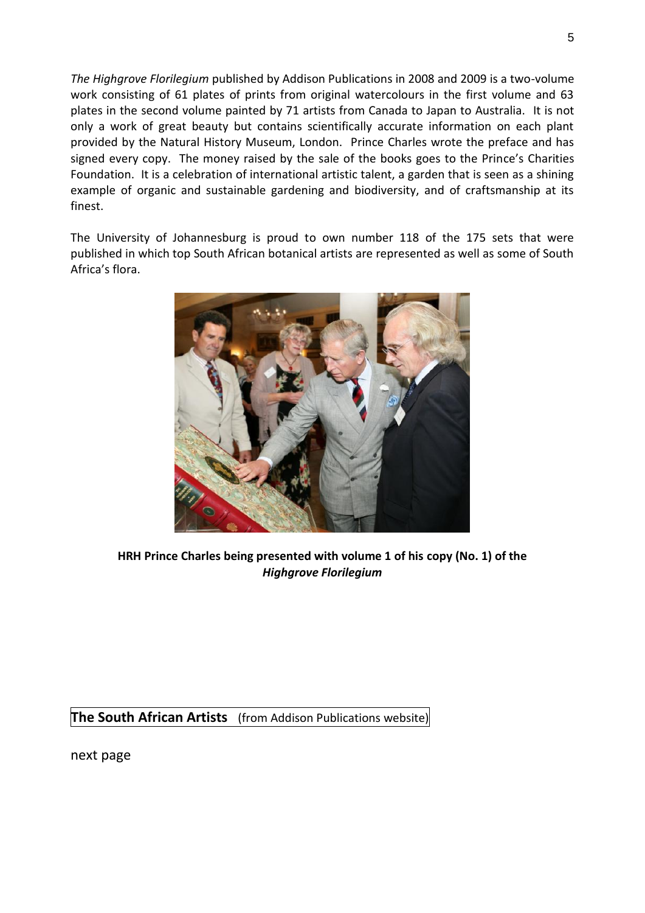*The Highgrove Florilegium* published by Addison Publications in 2008 and 2009 is a two-volume work consisting of 61 plates of prints from original watercolours in the first volume and 63 plates in the second volume painted by 71 artists from Canada to Japan to Australia. It is not only a work of great beauty but contains scientifically accurate information on each plant provided by the Natural History Museum, London. Prince Charles wrote the preface and has signed every copy. The money raised by the sale of the books goes to the Prince's Charities Foundation. It is a celebration of international artistic talent, a garden that is seen as a shining example of organic and sustainable gardening and biodiversity, and of craftsmanship at its finest.

The University of Johannesburg is proud to own number 118 of the 175 sets that were published in which top South African botanical artists are represented as well as some of South Africa's flora.

**HRH Prince Charles being presented with volume 1 of his copy (No. 1) of the *Highgrove Florilegium***

**The South African Artists** (from Addison Publications website)

next page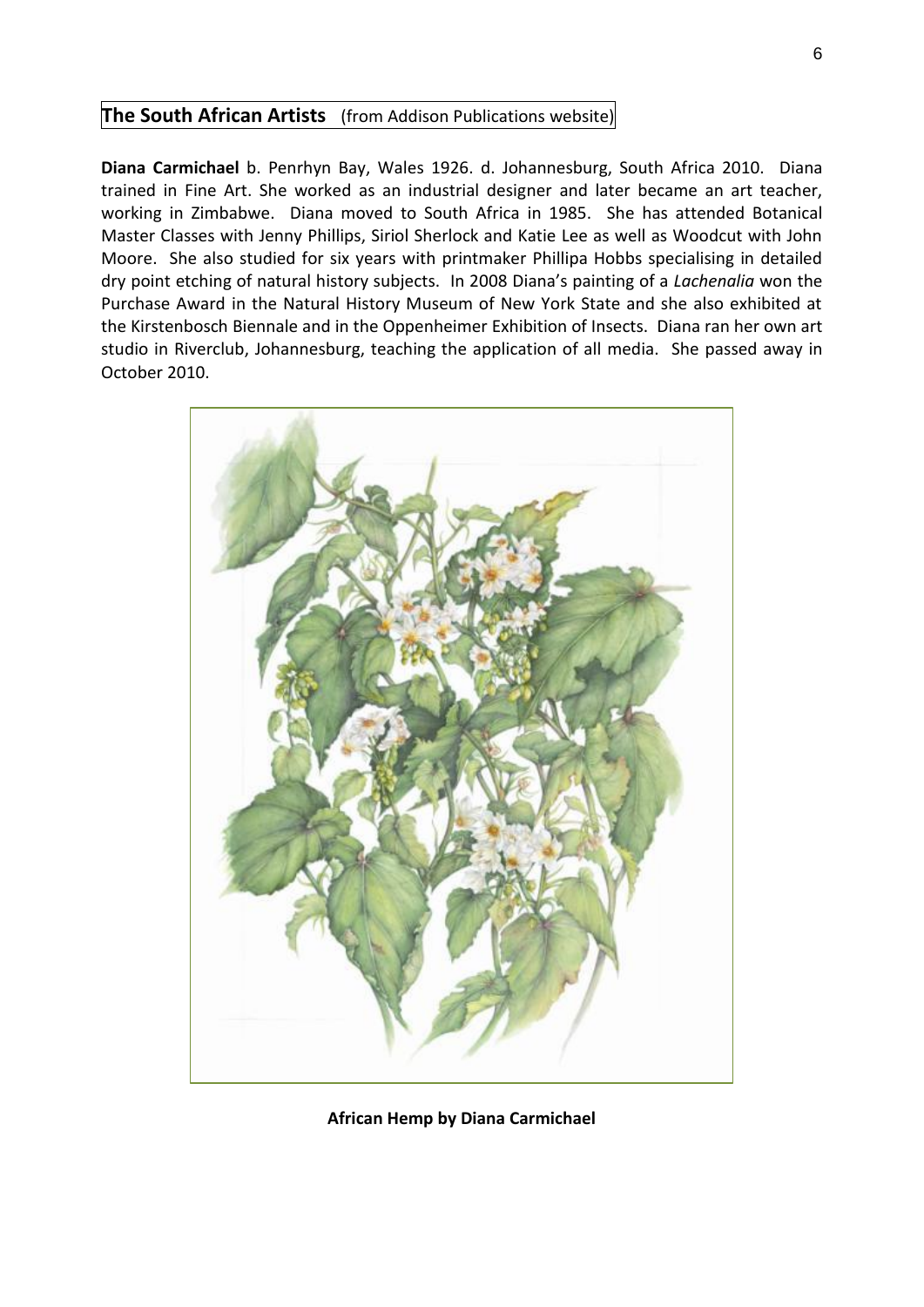## The South African Artists (from Addison Publications website)

**Diana Carmichael** b. Penrhyn Bay, Wales 1926. d. Johannesburg, South Africa 2010. Diana trained in Fine Art. She worked as an industrial designer and later became an art teacher, working in Zimbabwe. Diana moved to South Africa in 1985. She has attended Botanical Master Classes with Jenny Phillips, Siriol Sherlock and Katie Lee as well as Woodcut with John Moore. She also studied for six years with printmaker Phillipa Hobbs specialising in detailed dry point etching of natural history subjects. In 2008 Diana's painting of a *Lachenalia* won the Purchase Award in the Natural History Museum of New York State and she also exhibited at the Kirstenbosch Biennale and in the Oppenheimer Exhibition of Insects. Diana ran her own art studio in Riverclub, Johannesburg, teaching the application of all media. She passed away in October 2010.

**African Hemp by Diana Carmichael**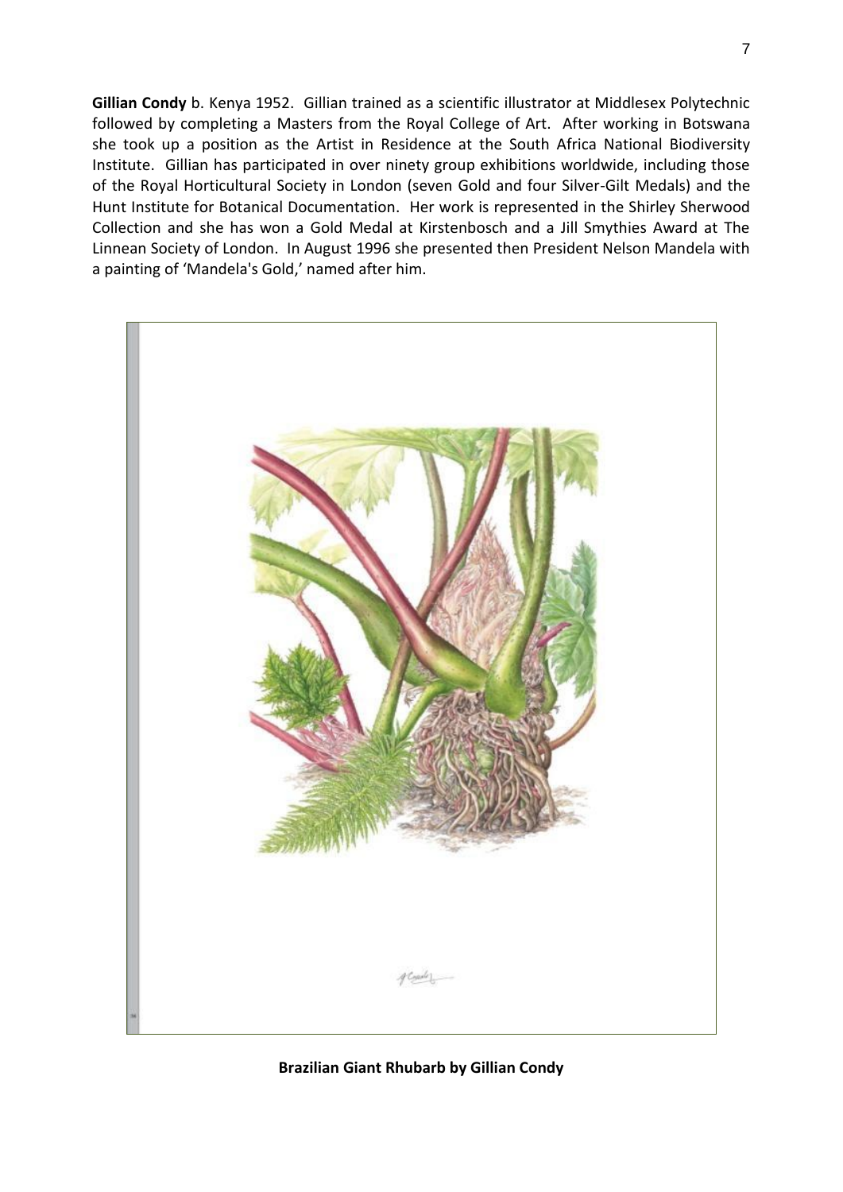**Gillian Condy** b. Kenya 1952. Gillian trained as a scientific illustrator at Middlesex Polytechnic followed by completing a Masters from the Royal College of Art. After working in Botswana she took up a position as the Artist in Residence at the South Africa National Biodiversity Institute. Gillian has participated in over ninety group exhibitions worldwide, including those of the Royal Horticultural Society in London (seven Gold and four Silver-Gilt Medals) and the Hunt Institute for Botanical Documentation. Her work is represented in the Shirley Sherwood Collection and she has won a Gold Medal at Kirstenbosch and a Jill Smythies Award at The Linnean Society of London. In August 1996 she presented then President Nelson Mandela with a painting of 'Mandela's Gold,' named after him.

**Brazilian Giant Rhubarb by Gillian Condy**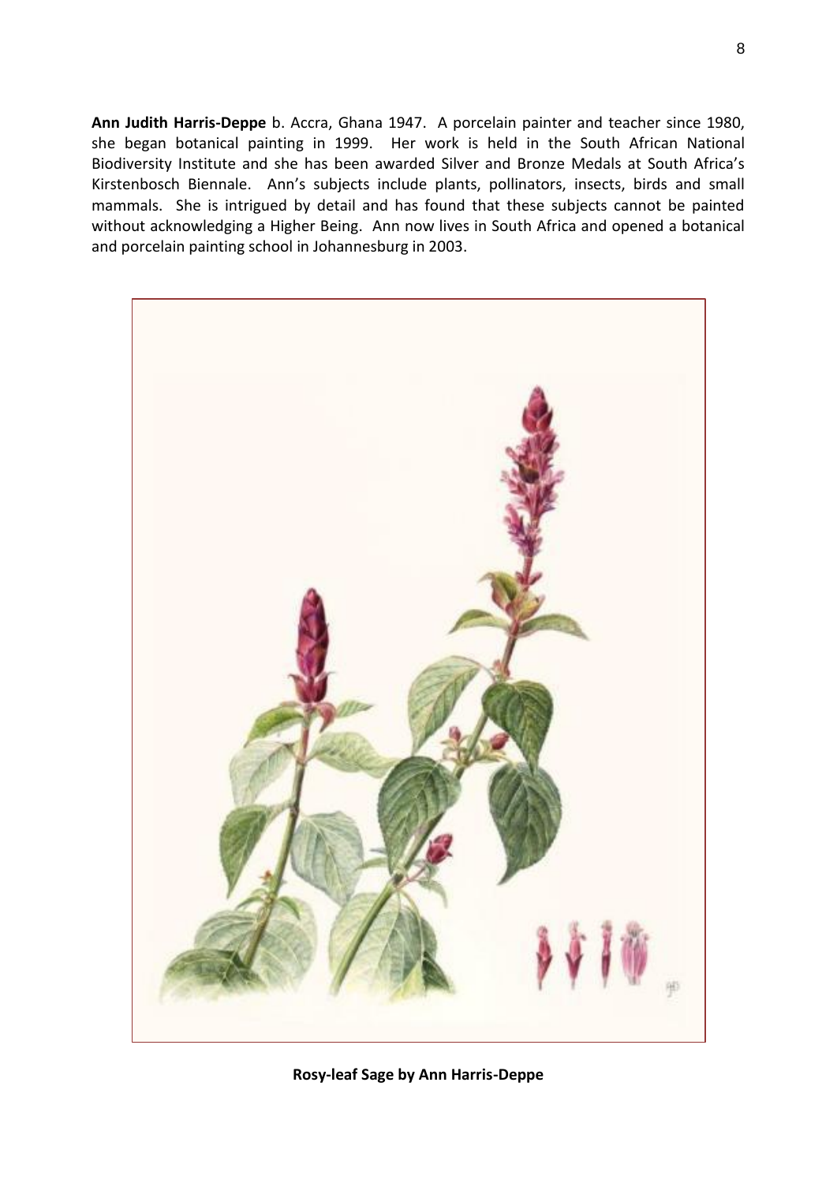**Ann Judith Harris-Deppe** b. Accra, Ghana 1947. A porcelain painter and teacher since 1980, she began botanical painting in 1999. Her work is held in the South African National Biodiversity Institute and she has been awarded Silver and Bronze Medals at South Africa's Kirstenbosch Biennale. Ann's subjects include plants, pollinators, insects, birds and small mammals. She is intrigued by detail and has found that these subjects cannot be painted without acknowledging a Higher Being. Ann now lives in South Africa and opened a botanical and porcelain painting school in Johannesburg in 2003.

**Rosy-leaf Sage by Ann Harris-Deppe**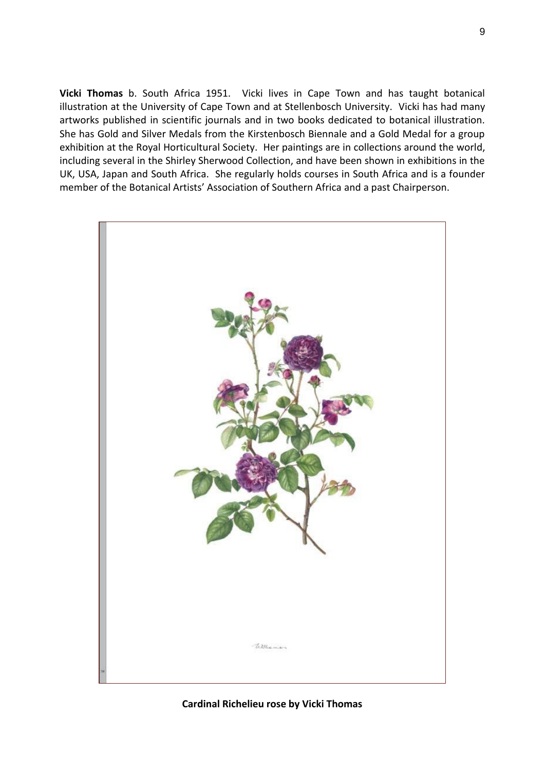**Vicki Thomas** b. South Africa 1951. Vicki lives in Cape Town and has taught botanical illustration at the University of Cape Town and at Stellenbosch University. Vicki has had many artworks published in scientific journals and in two books dedicated to botanical illustration. She has Gold and Silver Medals from the Kirstenbosch Biennale and a Gold Medal for a group exhibition at the Royal Horticultural Society. Her paintings are in collections around the world, including several in the Shirley Sherwood Collection, and have been shown in exhibitions in the UK, USA, Japan and South Africa. She regularly holds courses in South Africa and is a founder member of the Botanical Artists' Association of Southern Africa and a past Chairperson.

**Cardinal Richelieu rose by Vicki Thomas**